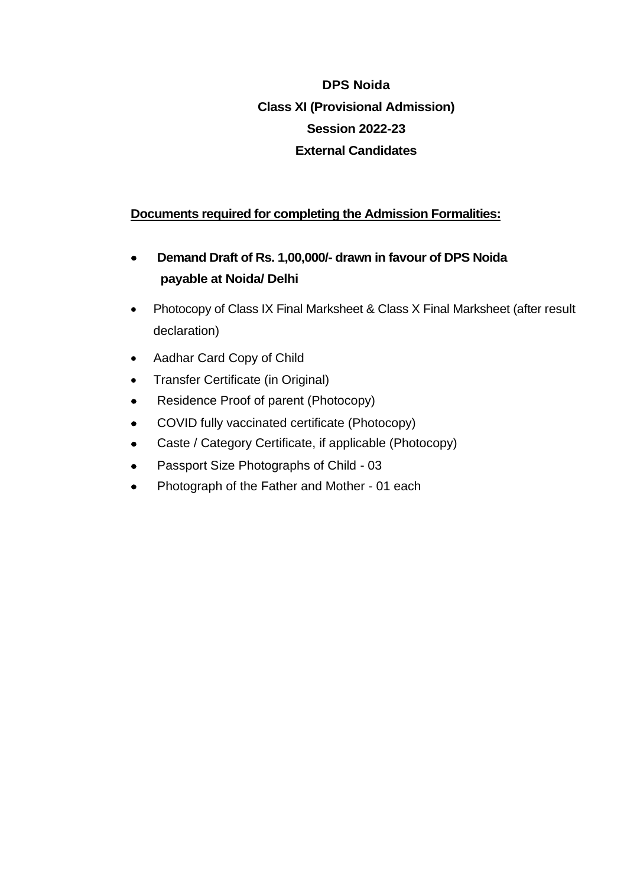**DPS Noida**

**Class XI (Provisional Admission)**

**Session 2022-23**

**External Candidates**

**Documents required for completing the Admission Formalities:**

- **Demand Draft of Rs. 1,00,000/- drawn in favour of DPS Noida payable at Noida/ Delhi**
- Photocopy of Class IX Final Marksheet & Class X Final Marksheet (after result declaration)
- Aadhar Card Copy of Child
- Transfer Certificate (in Original)
- Residence Proof of parent (Photocopy)
- COVID fully vaccinated certificate (Photocopy)
- Caste / Category Certificate, if applicable (Photocopy)
- Passport Size Photographs of Child - 03
- Photograph of the Father and Mother - 01 each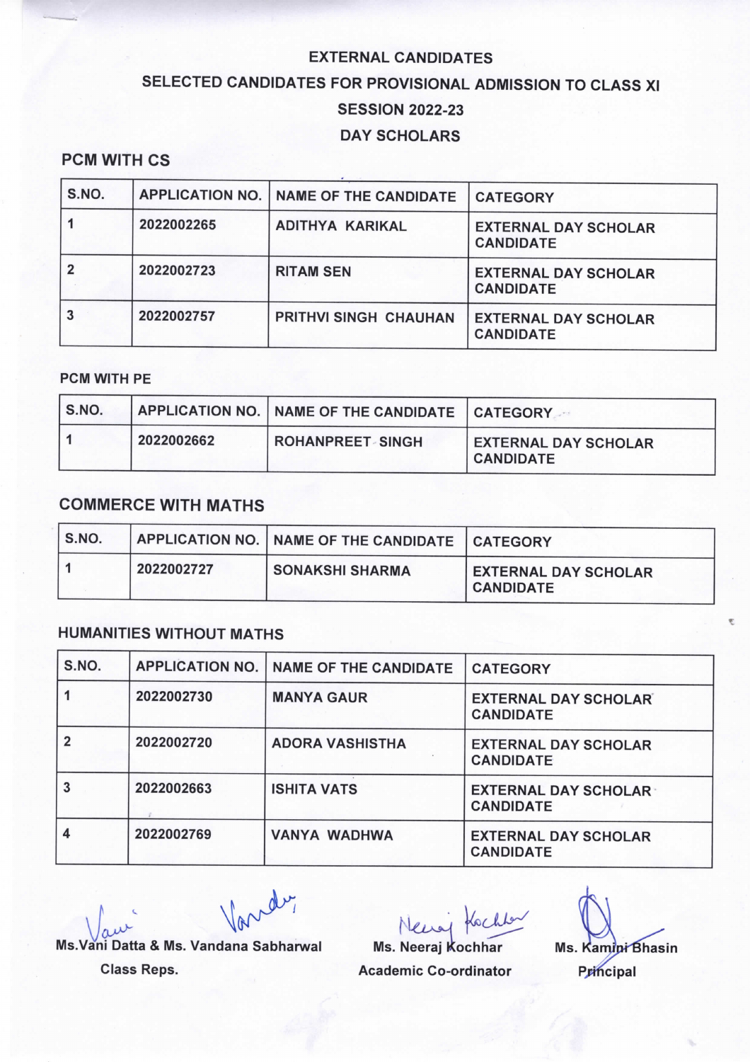# EXTERNAL CANDIDATES

## SELECTED CANDIDATES FOR PROVISIONAL ADMISSION TO CLASS XI

## SESSION 2022-23

## DAY SCHOLARS

### PCM WITH CS

| S.NO. | APPLICATION NO. | NAME OF THE CANDIDATE | CATEGORY |
|---|---|---|---|
| 1 | 2022002265 | ADITHYA KARIKAL | EXTERNAL DAY SCHOLAR CANDIDATE |
| 2 | 2022002723 | RITAM SEN | EXTERNAL DAY SCHOLAR CANDIDATE |
| 3 | 2022002757 | PRITHVI SINGH CHAUHAN | EXTERNAL DAY SCHOLAR CANDIDATE |

### PCM WITH PE

| S.NO. | APPLICATION NO. | NAME OF THE CANDIDATE | CATEGORY |
|---|---|---|---|
| 1 | 2022002662 | ROHANPREET SINGH | EXTERNAL DAY SCHOLAR CANDIDATE |

### COMMERCE WITH MATHS

| S.NO. | APPLICATION NO. | NAME OF THE CANDIDATE | CATEGORY |
|---|---|---|---|
| 1 | 2022002727 | SONAKSHI SHARMA | EXTERNAL DAY SCHOLAR CANDIDATE |

### HUMANITIES WITHOUT MATHS

| S.NO. | APPLICATION NO. | NAME OF THE CANDIDATE | CATEGORY |
|---|---|---|---|
| 1 | 2022002730 | MANYA GAUR | EXTERNAL DAY SCHOLAR CANDIDATE |
| 2 | 2022002720 | ADORA VASHISTHA | EXTERNAL DAY SCHOLAR CANDIDATE |
| 3 | 2022002663 | ISHITA VATS | EXTERNAL DAY SCHOLAR CANDIDATE |
| 4 | 2022002769 | VANYA WADHWA | EXTERNAL DAY SCHOLAR CANDIDATE |

Ms. Vani Datta & Ms. Vandana Sabharwal
Class Reps.

Ms. Neeraj Kochhar
Academic Co-ordinator

Ms. Kamini Bhasin
Principal